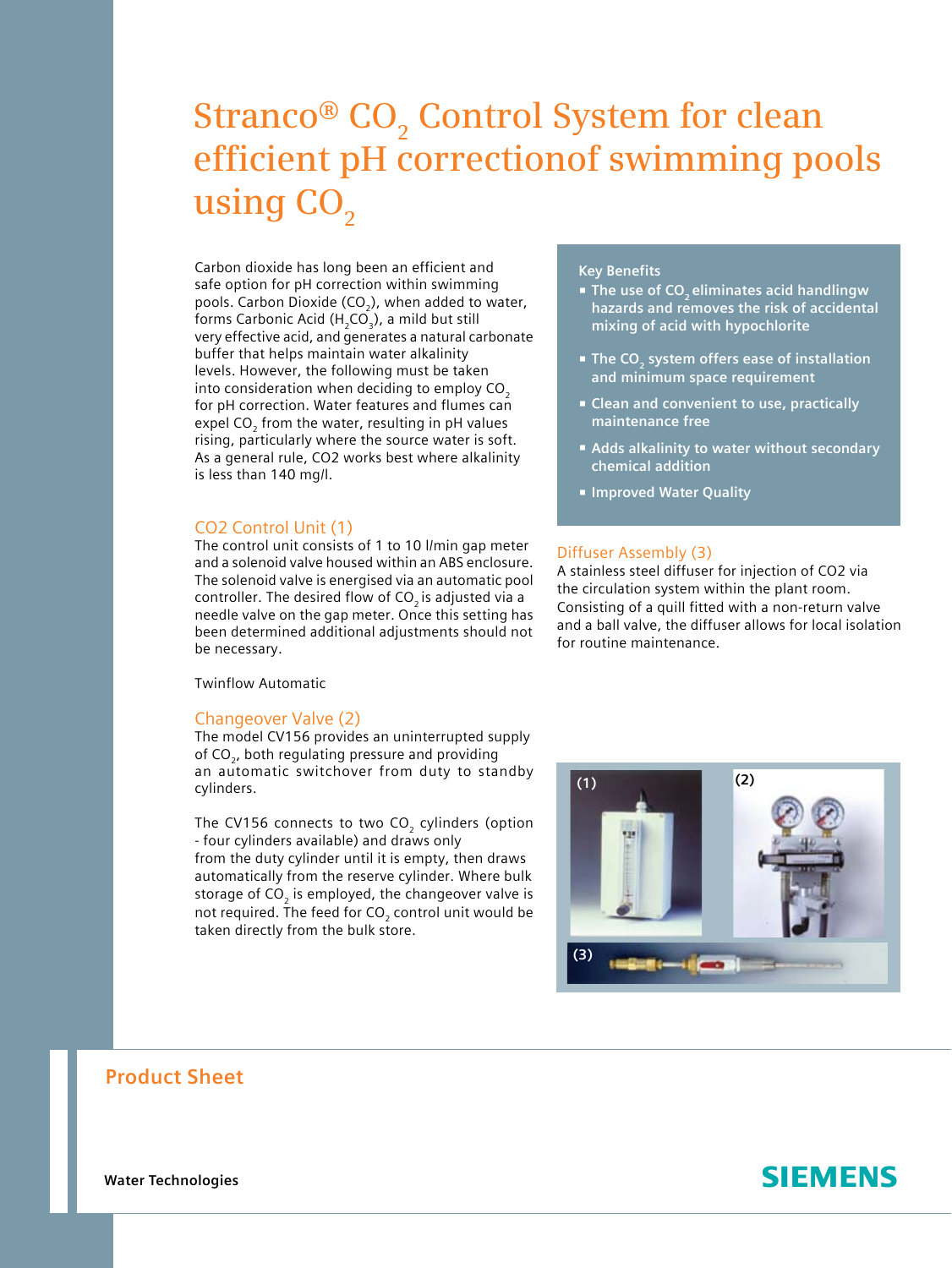# Stranco® $CO_2$ Control System for clean efficient pH correctionof swimming pools using $CO_2$

Carbon dioxide has long been an efficient and safe option for pH correction within swimming pools. Carbon Dioxide ($CO_2$), when added to water, forms Carbonic Acid ($H_2CO_3$), a mild but still very effective acid, and generates a natural carbonate buffer that helps maintain water alkalinity levels. However, the following must be taken into consideration when deciding to employ $CO_2$ for pH correction. Water features and flumes can expel $CO_2$ from the water, resulting in pH values rising, particularly where the source water is soft. As a general rule, CO2 works best where alkalinity is less than 140 mg/l.

## CO2 Control Unit (1)

The control unit consists of 1 to 10 l/min gap meter and a solenoid valve housed within an ABS enclosure. The solenoid valve is energised via an automatic pool controller. The desired flow of $CO_2$ is adjusted via a needle valve on the gap meter. Once this setting has been determined additional adjustments should not be necessary.

Twinflow Automatic

## Changeover Valve (2)

The model CV156 provides an uninterrupted supply of $CO_2$, both regulating pressure and providing an automatic switchover from duty to standby cylinders.

The CV156 connects to two $CO_2$ cylinders (option - four cylinders available) and draws only from the duty cylinder until it is empty, then draws automatically from the reserve cylinder. Where bulk storage of $CO_2$ is employed, the changeover valve is not required. The feed for $CO_2$ control unit would be taken directly from the bulk store.

### Key Benefits

- The use of $CO_2$ eliminates acid handlingw hazards and removes the risk of accidental mixing of acid with hypochlorite
- The $CO_2$ system offers ease of installation and minimum space requirement
- Clean and convenient to use, practically maintenance free
- Adds alkalinity to water without secondary chemical addition
- Improved Water Quality

## Diffuser Assembly (3)

A stainless steel diffuser for injection of CO2 via the circulation system within the plant room. Consisting of a quill fitted with a non-return valve and a ball valve, the diffuser allows for local isolation for routine maintenance.

(1) (2) (3)

**Product Sheet**

**Water Technologies**

**SIEMENS**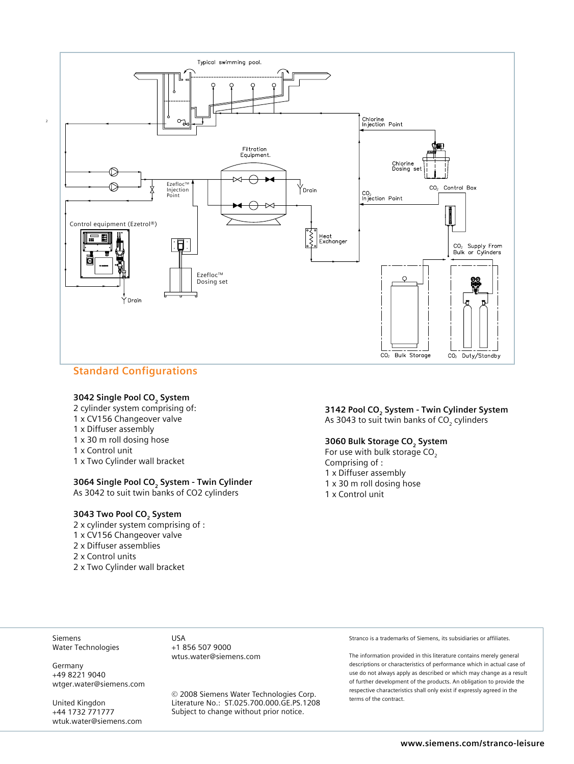Typical swimming pool.

Chlorine Injection Point

Chlorine Dosing set

Filtration Equipment.

Ezefloc™ Injection Point

Drain

$CO_2$ Control Box

$CO_2$ Injection Point

Control equipment (Ezetrol®)

Heat Exchanger

$CO_2$ Supply From Bulk or Cylinders

Ezefloc™ Dosing set

Drain

$CO_2$ Bulk Storage

$CO_2$ Duty/Standby

## Standard Configurations

**3042 Single Pool $CO_2$ System**
2 cylinder system comprising of:
1 x CV156 Changeover valve
1 x Diffuser assembly
1 x 30 m roll dosing hose
1 x Control unit
1 x Two Cylinder wall bracket

**3064 Single Pool $CO_2$ System - Twin Cylinder**
As 3042 to suit twin banks of CO2 cylinders

**3043 Two Pool $CO_2$ System**
2 x cylinder system comprising of :
1 x CV156 Changeover valve
2 x Diffuser assemblies
2 x Control units
2 x Two Cylinder wall bracket

**3142 Pool $CO_2$ System - Twin Cylinder System**
As 3043 to suit twin banks of $CO_2$ cylinders

**3060 Bulk Storage $CO_2$ System**
For use with bulk storage $CO_2$
Comprising of :
1 x Diffuser assembly
1 x 30 m roll dosing hose
1 x Control unit

Siemens
Water Technologies

Germany
+49 8221 9040
wtger.water@siemens.com

United Kingdom
+44 1732 771777
wtuk.water@siemens.com

USA
+1 856 507 9000
wtus.water@siemens.com

© 2008 Siemens Water Technologies Corp.
Literature No.: ST.025.700.000.GE.PS.1208
Subject to change without prior notice.

Stranco is a trademarks of Siemens, its subsidiaries or affiliates.

The information provided in this literature contains merely general descriptions or characteristics of performance which in actual case of use do not always apply as described or which may change as a result of further development of the products. An obligation to provide the respective characteristics shall only exist if expressly agreed in the terms of the contract.

**www.siemens.com/stranco-leisure**